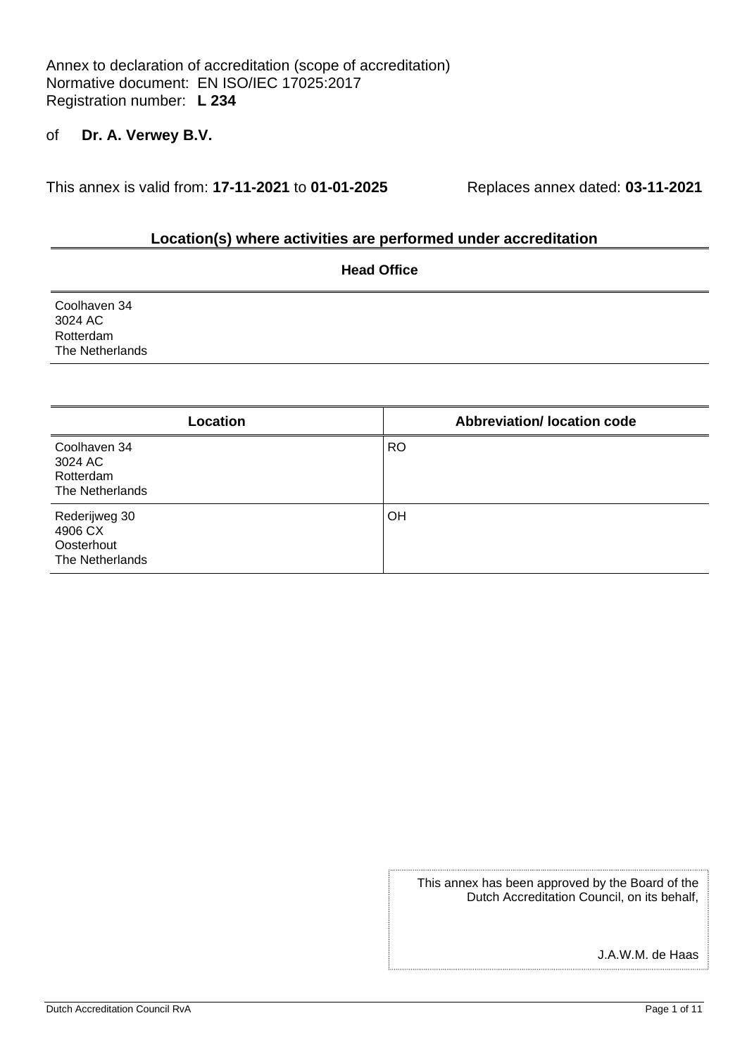Annex to declaration of accreditation (scope of accreditation)
Normative document: EN ISO/IEC 17025:2017
Registration number: **L 234**

of **Dr. A. Verwey B.V.**

This annex is valid from: **17-11-2021** to **01-01-2025** Replaces annex dated: **03-11-2021**

## Location(s) where activities are performed under accreditation

| Head Office |
|---|
| Coolhaven 34<br>3024 AC<br>Rotterdam<br>The Netherlands |

| Location | Abbreviation/ location code |
|---|---|
| Coolhaven 34<br>3024 AC<br>Rotterdam<br>The Netherlands | RO |
| Rederijweg 30<br>4906 CX<br>Oosterhout<br>The Netherlands | OH |

This annex has been approved by the Board of the Dutch Accreditation Council, on its behalf,

J.A.W.M. de Haas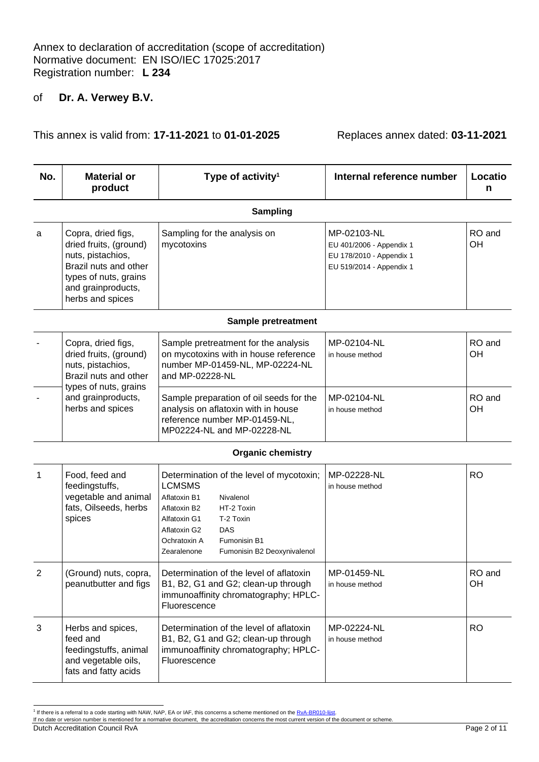Annex to declaration of accreditation (scope of accreditation)
Normative document: EN ISO/IEC 17025:2017
Registration number: **L 234**

of **Dr. A. Verwey B.V.**

This annex is valid from: **17-11-2021** to **01-01-2025** Replaces annex dated: **03-11-2021**

| No. | Material or product | Type of activity[1] | Internal reference number | Location |
|---|---|---|---|---|
| | | **Sampling** | | |
| a | Copra, dried figs, dried fruits, (ground) nuts, pistachios, Brazil nuts and other types of nuts, grains and grainproducts, herbs and spices | Sampling for the analysis on mycotoxins | MP-02103-NL<br>EU 401/2006 - Appendix 1<br>EU 178/2010 - Appendix 1<br>EU 519/2014 - Appendix 1 | RO and OH |
| | | **Sample pretreatment** | | |
| - | Copra, dried figs, dried fruits, (ground) nuts, pistachios, Brazil nuts and other types of nuts, grains and grainproducts, herbs and spices | Sample pretreatment for the analysis on mycotoxins with in house reference number MP-01459-NL, MP-02224-NL and MP-02228-NL | MP-02104-NL<br>in house method | RO and OH |
| - | | Sample preparation of oil seeds for the analysis on aflatoxin with in house reference number MP-01459-NL, MP02224-NL and MP-02228-NL | MP-02104-NL<br>in house method | RO and OH |
| | | **Organic chemistry** | | |
| 1 | Food, feed and feedingstuffs, vegetable and animal fats, Oilseeds, herbs spices | Determination of the level of mycotoxin; LCMSMS<br>Aflatoxin B1 Nivalenol<br>Aflatoxin B2 HT-2 Toxin<br>Alfatoxin G1 T-2 Toxin<br>Aflatoxin G2 DAS<br>Ochratoxin A Fumonisin B1<br>Zearalenone Fumonisin B2 Deoxynivalenol | MP-02228-NL<br>in house method | RO |
| 2 | (Ground) nuts, copra, peanutbutter and figs | Determination of the level of aflatoxin B1, B2, G1 and G2; clean-up through immunoaffinity chromatography; HPLC-Fluorescence | MP-01459-NL<br>in house method | RO and OH |
| 3 | Herbs and spices, feed and feedingstuffs, animal and vegetable oils, fats and fatty acids | Determination of the level of aflatoxin B1, B2, G1 and G2; clean-up through immunoaffinity chromatography; HPLC-Fluorescence | MP-02224-NL<br>in house method | RO |

[1] If there is a referral to a code starting with NAW, NAP, EA or IAF, this concerns a scheme mentioned on the RvA-BR010-lijst.
If no date or version number is mentioned for a normative document, the accreditation concerns the most current version of the document or scheme.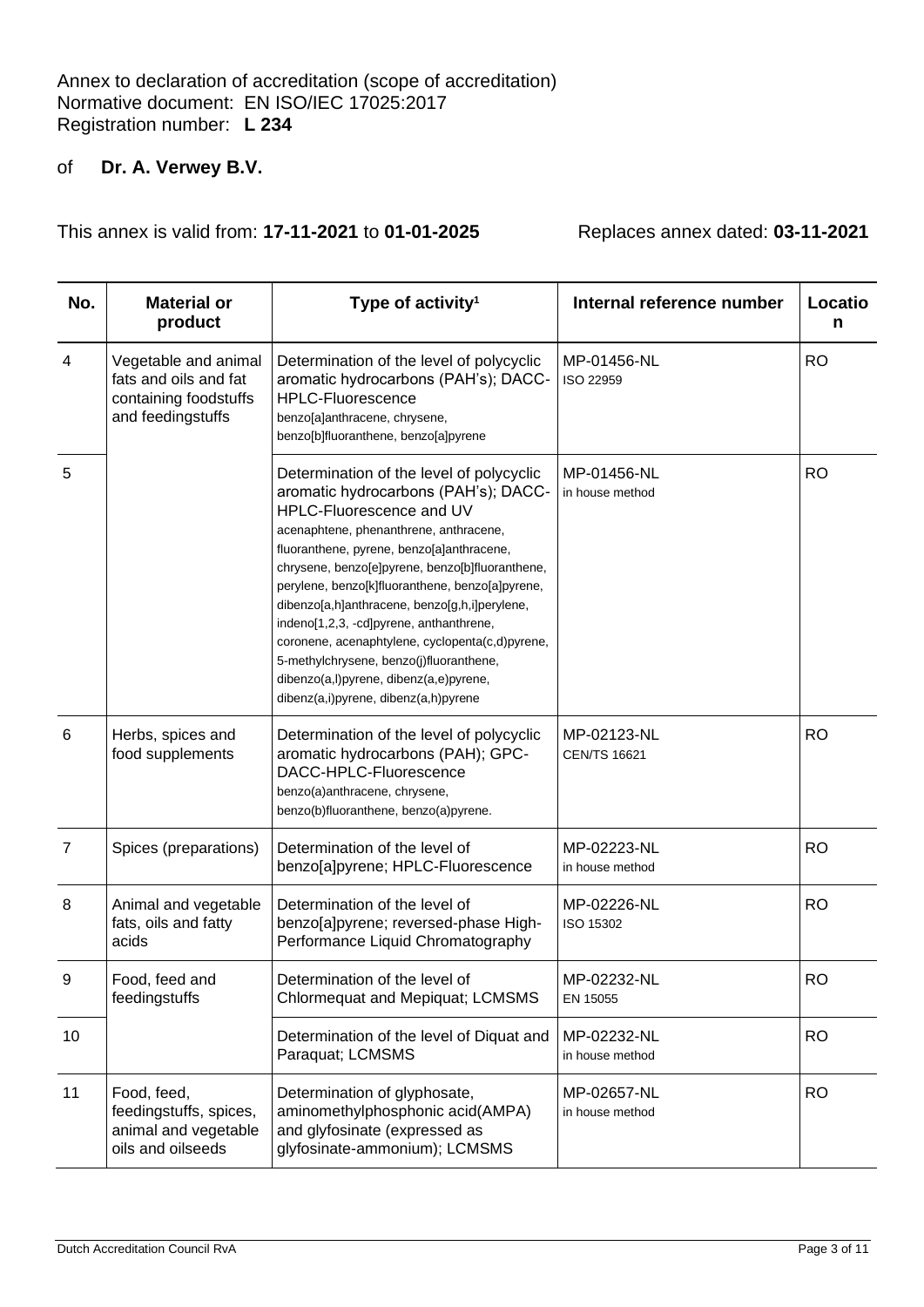Annex to declaration of accreditation (scope of accreditation)
Normative document: EN ISO/IEC 17025:2017
Registration number: **L 234**

of **Dr. A. Verwey B.V.**

This annex is valid from: **17-11-2021** to **01-01-2025** Replaces annex dated: **03-11-2021**

| No. | Material or product | Type of activity[1] | Internal reference number | Location |
|---|---|---|---|---|
| 4 | Vegetable and animal fats and oils and fat containing foodstuffs and feedingstuffs | Determination of the level of polycyclic aromatic hydrocarbons (PAH's); DACC-HPLC-Fluorescence<br>benzo[a]anthracene, chrysene, benzo[b]fluoranthene, benzo[a]pyrene | MP-01456-NL<br>ISO 22959 | RO |
| 5 | | Determination of the level of polycyclic aromatic hydrocarbons (PAH's); DACC-HPLC-Fluorescence and UV<br>acenaphtene, phenanthrene, anthracene, fluoranthene, pyrene, benzo[a]anthracene, chrysene, benzo[e]pyrene, benzo[b]fluoranthene, perylene, benzo[k]fluoranthene, benzo[a]pyrene, dibenzo[a,h]anthracene, benzo[g,h,i]perylene, indeno[1,2,3, -cd]pyrene, anthanthrene, coronene, acenaphtylene, cyclopenta(c,d)pyrene, 5-methylchrysene, benzo(j)fluoranthene, dibenzo(a,l)pyrene, dibenz(a,e)pyrene, dibenz(a,i)pyrene, dibenz(a,h)pyrene | MP-01456-NL<br>in house method | RO |
| 6 | Herbs, spices and food supplements | Determination of the level of polycyclic aromatic hydrocarbons (PAH); GPC-DACC-HPLC-Fluorescence<br>benzo(a)anthracene, chrysene, benzo(b)fluoranthene, benzo(a)pyrene. | MP-02123-NL<br>CEN/TS 16621 | RO |
| 7 | Spices (preparations) | Determination of the level of benzo[a]pyrene; HPLC-Fluorescence | MP-02223-NL<br>in house method | RO |
| 8 | Animal and vegetable fats, oils and fatty acids | Determination of the level of benzo[a]pyrene; reversed-phase High-Performance Liquid Chromatography | MP-02226-NL<br>ISO 15302 | RO |
| 9 | Food, feed and feedingstuffs | Determination of the level of Chlormequat and Mepiquat; LCMSMS | MP-02232-NL<br>EN 15055 | RO |
| 10 | | Determination of the level of Diquat and Paraquat; LCMSMS | MP-02232-NL<br>in house method | RO |
| 11 | Food, feed, feedingstuffs, spices, animal and vegetable oils and oilseeds | Determination of glyphosate, aminomethylphosphonic acid(AMPA) and glyfosinate (expressed as glyfosinate-ammonium); LCMSMS | MP-02657-NL<br>in house method | RO |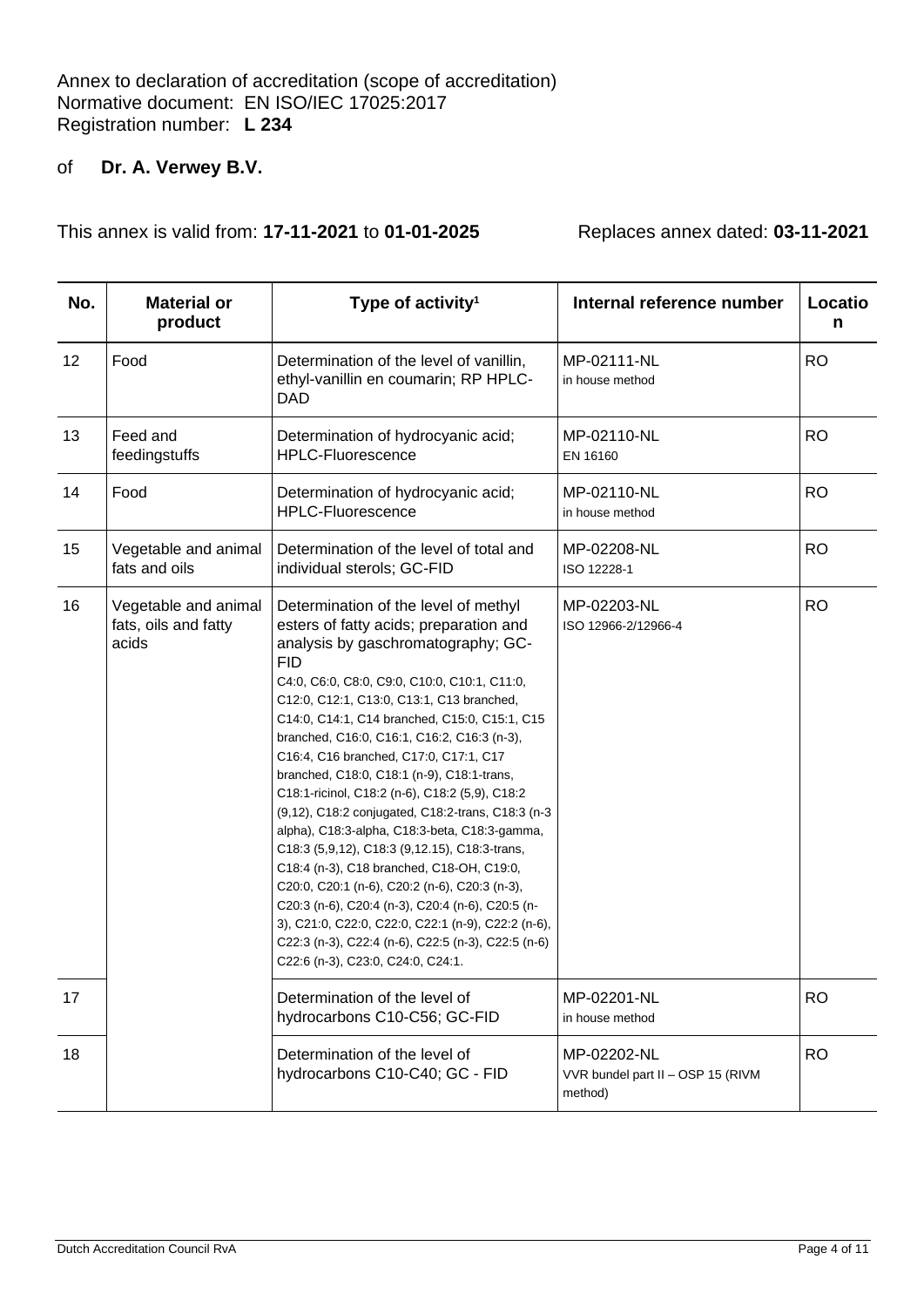Annex to declaration of accreditation (scope of accreditation)
Normative document: EN ISO/IEC 17025:2017
Registration number: **L 234**

of **Dr. A. Verwey B.V.**

This annex is valid from: **17-11-2021** to **01-01-2025** Replaces annex dated: **03-11-2021**

| No. | Material or product | Type of activity[1] | Internal reference number | Location |
|---|---|---|---|---|
| 12 | Food | Determination of the level of vanillin, ethyl-vanillin en coumarin; RP HPLC-DAD | MP-02111-NL<br>in house method | RO |
| 13 | Feed and feedingstuffs | Determination of hydrocyanic acid; HPLC-Fluorescence | MP-02110-NL<br>EN 16160 | RO |
| 14 | Food | Determination of hydrocyanic acid; HPLC-Fluorescence | MP-02110-NL<br>in house method | RO |
| 15 | Vegetable and animal fats and oils | Determination of the level of total and individual sterols; GC-FID | MP-02208-NL<br>ISO 12228-1 | RO |
| 16 | Vegetable and animal fats, oils and fatty acids | Determination of the level of methyl esters of fatty acids; preparation and analysis by gaschromatography; GC-FID<br>C4:0, C6:0, C8:0, C9:0, C10:0, C10:1, C11:0, C12:0, C12:1, C13:0, C13:1, C13 branched, C14:0, C14:1, C14 branched, C15:0, C15:1, C15 branched, C16:0, C16:1, C16:2, C16:3 (n-3), C16:4, C16 branched, C17:0, C17:1, C17 branched, C18:0, C18:1 (n-9), C18:1-trans, C18:1-ricinol, C18:2 (n-6), C18:2 (5,9), C18:2 (9,12), C18:2 conjugated, C18:2-trans, C18:3 (n-3 alpha), C18:3-alpha, C18:3-beta, C18:3-gamma, C18:3 (5,9,12), C18:3 (9,12.15), C18:3-trans, C18:4 (n-3), C18 branched, C18-OH, C19:0, C20:0, C20:1 (n-6), C20:2 (n-6), C20:3 (n-3), C20:3 (n-6), C20:4 (n-3), C20:4 (n-6), C20:5 (n-3), C21:0, C22:0, C22:0, C22:1 (n-9), C22:2 (n-6), C22:3 (n-3), C22:4 (n-6), C22:5 (n-3), C22:5 (n-6) C22:6 (n-3), C23:0, C24:0, C24:1. | MP-02203-NL<br>ISO 12966-2/12966-4 | RO |
| 17 | | Determination of the level of hydrocarbons C10-C56; GC-FID | MP-02201-NL<br>in house method | RO |
| 18 | | Determination of the level of hydrocarbons C10-C40; GC - FID | MP-02202-NL<br>VVR bundel part II – OSP 15 (RIVM method) | RO |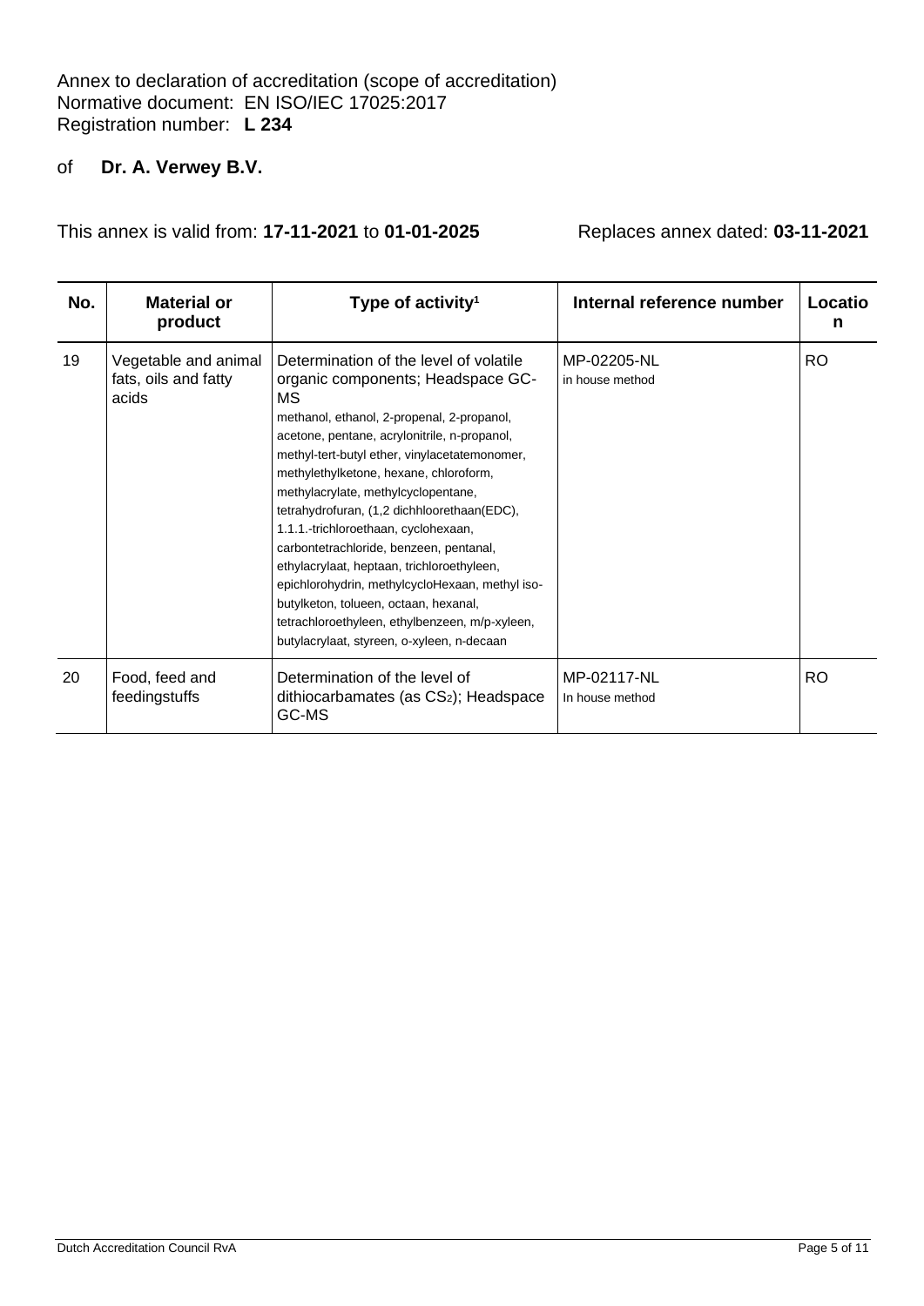Annex to declaration of accreditation (scope of accreditation)
Normative document: EN ISO/IEC 17025:2017
Registration number: **L 234**

of **Dr. A. Verwey B.V.**

This annex is valid from: **17-11-2021** to **01-01-2025** Replaces annex dated: **03-11-2021**

| No. | Material or product | Type of activity[1] | Internal reference number | Location |
|---|---|---|---|---|
| 19 | Vegetable and animal fats, oils and fatty acids | Determination of the level of volatile organic components; Headspace GC-MS<br>methanol, ethanol, 2-propenal, 2-propanol, acetone, pentane, acrylonitrile, n-propanol, methyl-tert-butyl ether, vinylacetatemonomer, methylethylketone, hexane, chloroform, methylacrylate, methylcyclopentane, tetrahydrofuran, (1,2 dichhloorethaan(EDC), 1.1.1.-trichloroethaan, cyclohexaan, carbontetrachloride, benzeen, pentanal, ethylacrylaat, heptaan, trichloroethyleen, epichlorohydrin, methylcycloHexaan, methyl iso-butylketon, tolueen, octaan, hexanal, tetrachloroethyleen, ethylbenzeen, m/p-xyleen, butylacrylaat, styreen, o-xyleen, n-decaan | MP-02205-NL<br>in house method | RO |
| 20 | Food, feed and feedingstuffs | Determination of the level of dithiocarbamates (as $CS_2$); Headspace GC-MS | MP-02117-NL<br>In house method | RO |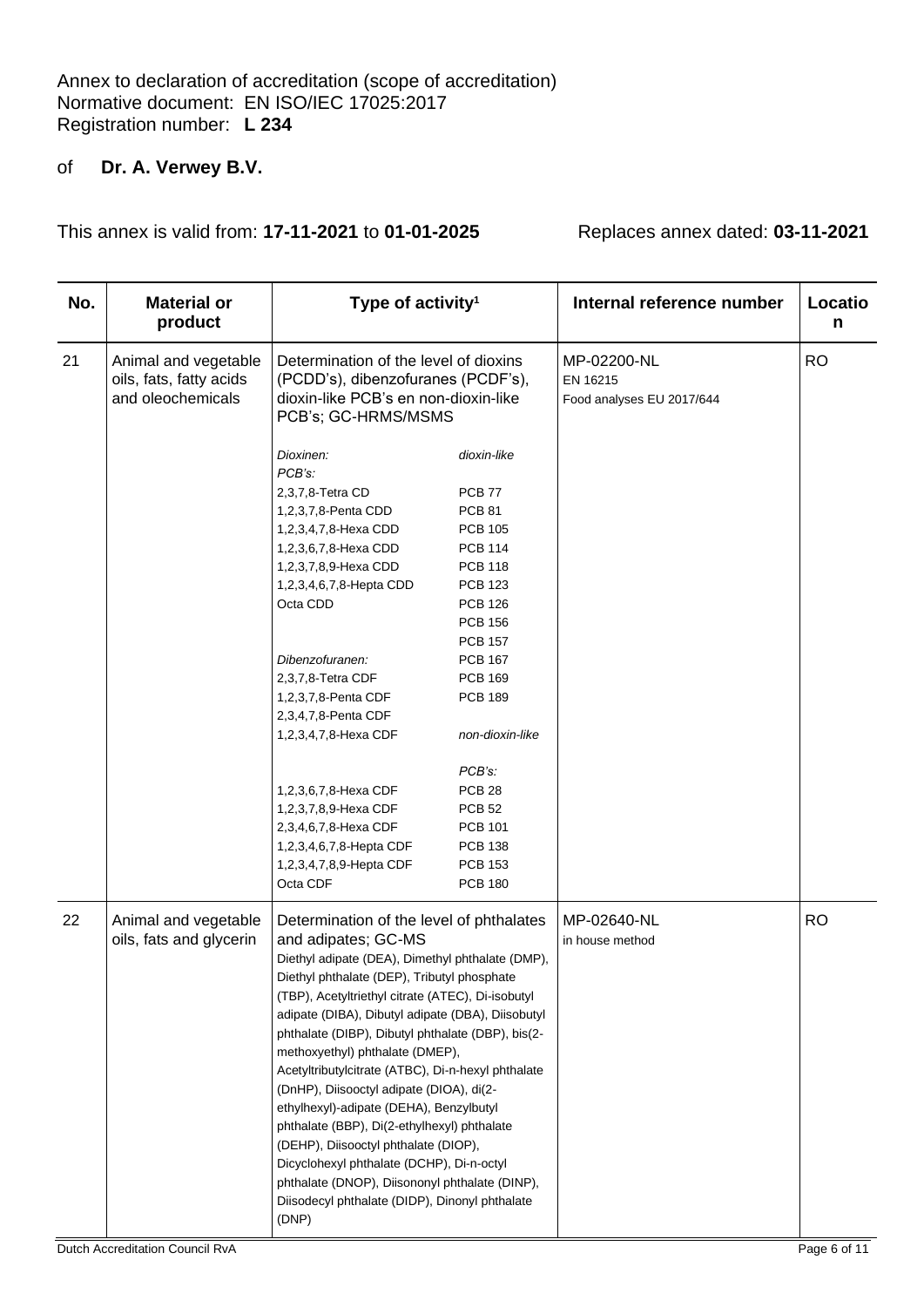Annex to declaration of accreditation (scope of accreditation)
Normative document: EN ISO/IEC 17025:2017
Registration number: **L 234**

of **Dr. A. Verwey B.V.**

This annex is valid from: **17-11-2021** to **01-01-2025** Replaces annex dated: **03-11-2021**

| No. | Material or product | Type of activity[1] | Internal reference number | Location |
|---|---|---|---|---|
| 21 | Animal and vegetable oils, fats, fatty acids and oleochemicals | Determination of the level of dioxins (PCDD's), dibenzofuranes (PCDF's), dioxin-like PCB's en non-dioxin-like PCB's; GC-HRMS/MSMS<br><br>*Dioxinen:* 2,3,7,8-Tetra CD; 1,2,3,7,8-Penta CDD; 1,2,3,4,7,8-Hexa CDD; 1,2,3,6,7,8-Hexa CDD; 1,2,3,7,8,9-Hexa CDD; 1,2,3,4,6,7,8-Hepta CDD; Octa CDD<br><br>*Dibenzofuranen:* 2,3,7,8-Tetra CDF; 1,2,3,7,8-Penta CDF; 2,3,4,7,8-Penta CDF; 1,2,3,4,7,8-Hexa CDF; 1,2,3,6,7,8-Hexa CDF; 1,2,3,7,8,9-Hexa CDF; 2,3,4,6,7,8-Hexa CDF; 1,2,3,4,6,7,8-Hepta CDF; 1,2,3,4,7,8,9-Hepta CDF; Octa CDF<br><br>*dioxin-like PCB's:* PCB 77; PCB 81; PCB 105; PCB 114; PCB 118; PCB 123; PCB 126; PCB 156; PCB 157; PCB 167; PCB 169; PCB 189<br><br>*non-dioxin-like PCB's:* PCB 28; PCB 52; PCB 101; PCB 138; PCB 153; PCB 180 | MP-02200-NL<br>EN 16215<br>Food analyses EU 2017/644 | RO |
| 22 | Animal and vegetable oils, fats and glycerin | Determination of the level of phthalates and adipates; GC-MS<br>Diethyl adipate (DEA), Dimethyl phthalate (DMP), Diethyl phthalate (DEP), Tributyl phosphate (TBP), Acetyltriethyl citrate (ATEC), Di-isobutyl adipate (DIBA), Dibutyl adipate (DBA), Diisobutyl phthalate (DIBP), Dibutyl phthalate (DBP), bis(2-methoxyethyl) phthalate (DMEP), Acetyltributylcitrate (ATBC), Di-n-hexyl phthalate (DnHP), Diisooctyl adipate (DIOA), di(2-ethylhexyl)-adipate (DEHA), Benzylbutyl phthalate (BBP), Di(2-ethylhexyl) phthalate (DEHP), Diisooctyl phthalate (DIOP), Dicyclohexyl phthalate (DCHP), Di-n-octyl phthalate (DNOP), Diisononyl phthalate (DINP), Diisodecyl phthalate (DIDP), Dinonyl phthalate (DNP) | MP-02640-NL<br>in house method | RO |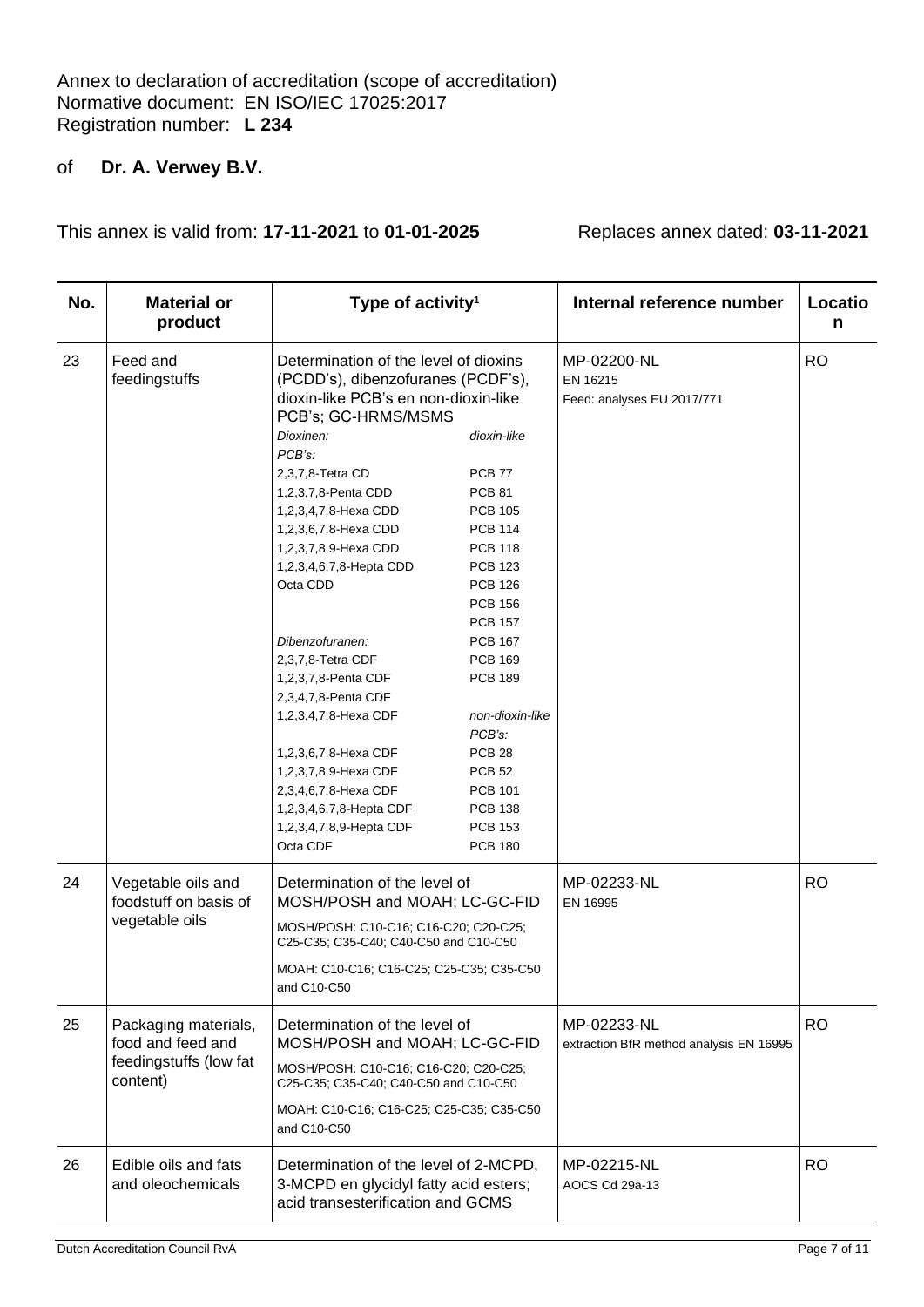Annex to declaration of accreditation (scope of accreditation)
Normative document: EN ISO/IEC 17025:2017
Registration number: **L 234**

of **Dr. A. Verwey B.V.**

This annex is valid from: **17-11-2021** to **01-01-2025** Replaces annex dated: **03-11-2021**

| No. | Material or product | Type of activity[1] | Internal reference number | Location |
|---|---|---|---|---|
| 23 | Feed and feedingstuffs | Determination of the level of dioxins (PCDD's), dibenzofuranes (PCDF's), dioxin-like PCB's en non-dioxin-like PCB's; GC-HRMS/MSMS<br>*Dioxinen:* 2,3,7,8-Tetra CD; 1,2,3,7,8-Penta CDD; 1,2,3,4,7,8-Hexa CDD; 1,2,3,6,7,8-Hexa CDD; 1,2,3,7,8,9-Hexa CDD; 1,2,3,4,6,7,8-Hepta CDD; Octa CDD<br>*Dibenzofuranen:* 2,3,7,8-Tetra CDF; 1,2,3,7,8-Penta CDF; 2,3,4,7,8-Penta CDF; 1,2,3,4,7,8-Hexa CDF; 1,2,3,6,7,8-Hexa CDF; 1,2,3,7,8,9-Hexa CDF; 2,3,4,6,7,8-Hexa CDF; 1,2,3,4,6,7,8-Hepta CDF; 1,2,3,4,7,8,9-Hepta CDF; Octa CDF<br>*dioxin-like PCB's:* PCB 77; PCB 81; PCB 105; PCB 114; PCB 118; PCB 123; PCB 126; PCB 156; PCB 157; PCB 167; PCB 169; PCB 189<br>*non-dioxin-like PCB's:* PCB 28; PCB 52; PCB 101; PCB 138; PCB 153; PCB 180 | MP-02200-NL<br>EN 16215<br>Feed: analyses EU 2017/771 | RO |
| 24 | Vegetable oils and foodstuff on basis of vegetable oils | Determination of the level of MOSH/POSH and MOAH; LC-GC-FID<br>MOSH/POSH: C10-C16; C16-C20; C20-C25; C25-C35; C35-C40; C40-C50 and C10-C50<br>MOAH: C10-C16; C16-C25; C25-C35; C35-C50 and C10-C50 | MP-02233-NL<br>EN 16995 | RO |
| 25 | Packaging materials, food and feed and feedingstuffs (low fat content) | Determination of the level of MOSH/POSH and MOAH; LC-GC-FID<br>MOSH/POSH: C10-C16; C16-C20; C20-C25; C25-C35; C35-C40; C40-C50 and C10-C50<br>MOAH: C10-C16; C16-C25; C25-C35; C35-C50 and C10-C50 | MP-02233-NL<br>extraction BfR method analysis EN 16995 | RO |
| 26 | Edible oils and fats and oleochemicals | Determination of the level of 2-MCPD, 3-MCPD en glycidyl fatty acid esters; acid transesterification and GCMS | MP-02215-NL<br>AOCS Cd 29a-13 | RO |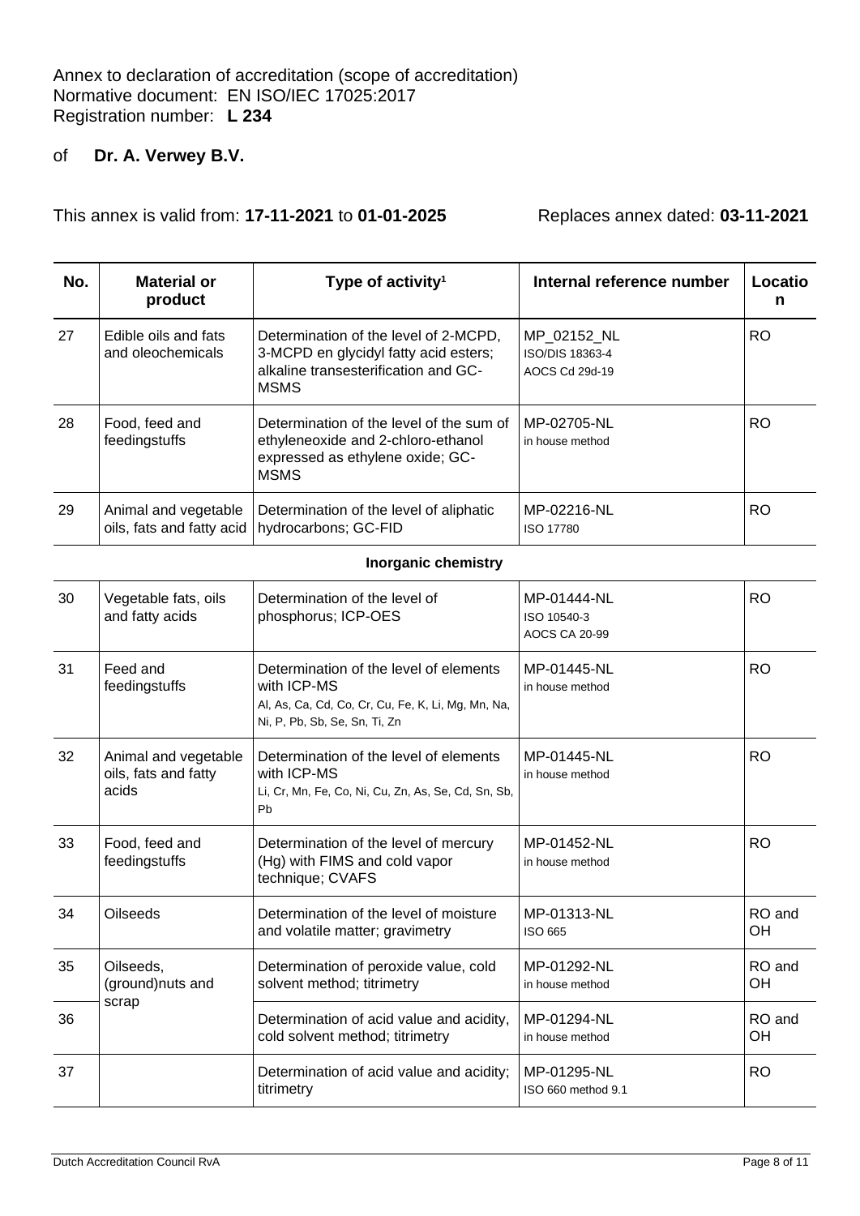Annex to declaration of accreditation (scope of accreditation)
Normative document: EN ISO/IEC 17025:2017
Registration number: **L 234**

of **Dr. A. Verwey B.V.**

This annex is valid from: **17-11-2021** to **01-01-2025** Replaces annex dated: **03-11-2021**

| No. | Material or product | Type of activity[1] | Internal reference number | Location |
|---|---|---|---|---|
| 27 | Edible oils and fats and oleochemicals | Determination of the level of 2-MCPD, 3-MCPD en glycidyl fatty acid esters; alkaline transesterification and GC-MSMS | MP_02152_NL<br>ISO/DIS 18363-4<br>AOCS Cd 29d-19 | RO |
| 28 | Food, feed and feedingstuffs | Determination of the level of the sum of ethyleneoxide and 2-chloro-ethanol expressed as ethylene oxide; GC-MSMS | MP-02705-NL<br>in house method | RO |
| 29 | Animal and vegetable oils, fats and fatty acid | Determination of the level of aliphatic hydrocarbons; GC-FID | MP-02216-NL<br>ISO 17780 | RO |
| | | **Inorganic chemistry** | | |
| 30 | Vegetable fats, oils and fatty acids | Determination of the level of phosphorus; ICP-OES | MP-01444-NL<br>ISO 10540-3<br>AOCS CA 20-99 | RO |
| 31 | Feed and feedingstuffs | Determination of the level of elements with ICP-MS<br>Al, As, Ca, Cd, Co, Cr, Cu, Fe, K, Li, Mg, Mn, Na, Ni, P, Pb, Sb, Se, Sn, Ti, Zn | MP-01445-NL<br>in house method | RO |
| 32 | Animal and vegetable oils, fats and fatty acids | Determination of the level of elements with ICP-MS<br>Li, Cr, Mn, Fe, Co, Ni, Cu, Zn, As, Se, Cd, Sn, Sb, Pb | MP-01445-NL<br>in house method | RO |
| 33 | Food, feed and feedingstuffs | Determination of the level of mercury (Hg) with FIMS and cold vapor technique; CVAFS | MP-01452-NL<br>in house method | RO |
| 34 | Oilseeds | Determination of the level of moisture and volatile matter; gravimetry | MP-01313-NL<br>ISO 665 | RO and OH |
| 35 | Oilseeds, (ground)nuts and scrap | Determination of peroxide value, cold solvent method; titrimetry | MP-01292-NL<br>in house method | RO and OH |
| 36 | | Determination of acid value and acidity, cold solvent method; titrimetry | MP-01294-NL<br>in house method | RO and OH |
| 37 | | Determination of acid value and acidity; titrimetry | MP-01295-NL<br>ISO 660 method 9.1 | RO |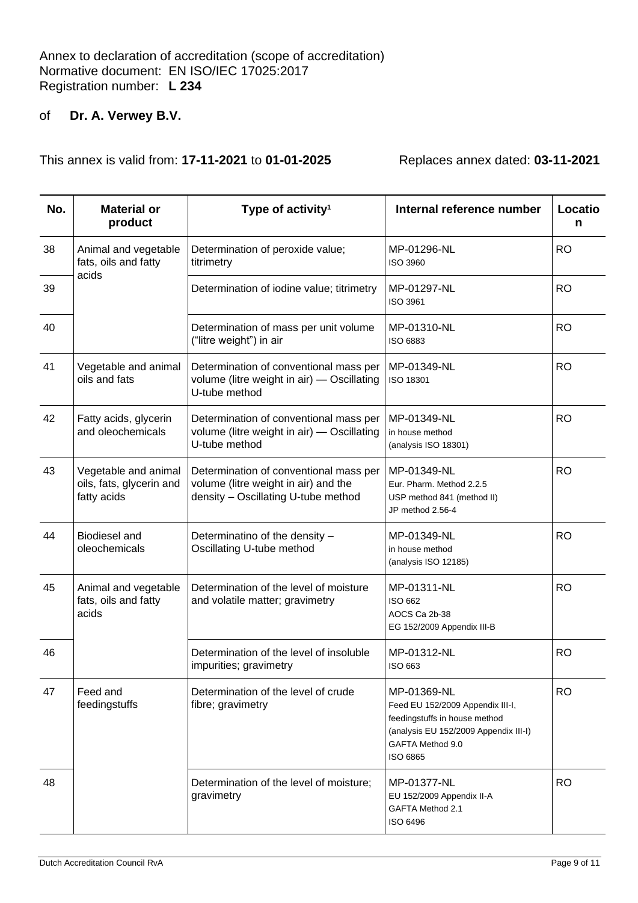Annex to declaration of accreditation (scope of accreditation)
Normative document: EN ISO/IEC 17025:2017
Registration number: **L 234**

of **Dr. A. Verwey B.V.**

This annex is valid from: **17-11-2021** to **01-01-2025** Replaces annex dated: **03-11-2021**

| No. | Material or product | Type of activity[1] | Internal reference number | Location |
|---|---|---|---|---|
| 38 | Animal and vegetable fats, oils and fatty acids | Determination of peroxide value; titrimetry | MP-01296-NL<br>ISO 3960 | RO |
| 39 | | Determination of iodine value; titrimetry | MP-01297-NL<br>ISO 3961 | RO |
| 40 | | Determination of mass per unit volume ("litre weight") in air | MP-01310-NL<br>ISO 6883 | RO |
| 41 | Vegetable and animal oils and fats | Determination of conventional mass per volume (litre weight in air) — Oscillating U-tube method | MP-01349-NL<br>ISO 18301 | RO |
| 42 | Fatty acids, glycerin and oleochemicals | Determination of conventional mass per volume (litre weight in air) — Oscillating U-tube method | MP-01349-NL<br>in house method<br>(analysis ISO 18301) | RO |
| 43 | Vegetable and animal oils, fats, glycerin and fatty acids | Determination of conventional mass per volume (litre weight in air) and the density – Oscillating U-tube method | MP-01349-NL<br>Eur. Pharm. Method 2.2.5<br>USP method 841 (method II)<br>JP method 2.56-4 | RO |
| 44 | Biodiesel and oleochemicals | Determinatino of the density – Oscillating U-tube method | MP-01349-NL<br>in house method<br>(analysis ISO 12185) | RO |
| 45 | Animal and vegetable fats, oils and fatty acids | Determination of the level of moisture and volatile matter; gravimetry | MP-01311-NL<br>ISO 662<br>AOCS Ca 2b-38<br>EG 152/2009 Appendix III-B | RO |
| 46 | | Determination of the level of insoluble impurities; gravimetry | MP-01312-NL<br>ISO 663 | RO |
| 47 | Feed and feedingstuffs | Determination of the level of crude fibre; gravimetry | MP-01369-NL<br>Feed EU 152/2009 Appendix III-I,<br>feedingstuffs in house method<br>(analysis EU 152/2009 Appendix III-I)<br>GAFTA Method 9.0<br>ISO 6865 | RO |
| 48 | | Determination of the level of moisture; gravimetry | MP-01377-NL<br>EU 152/2009 Appendix II-A<br>GAFTA Method 2.1<br>ISO 6496 | RO |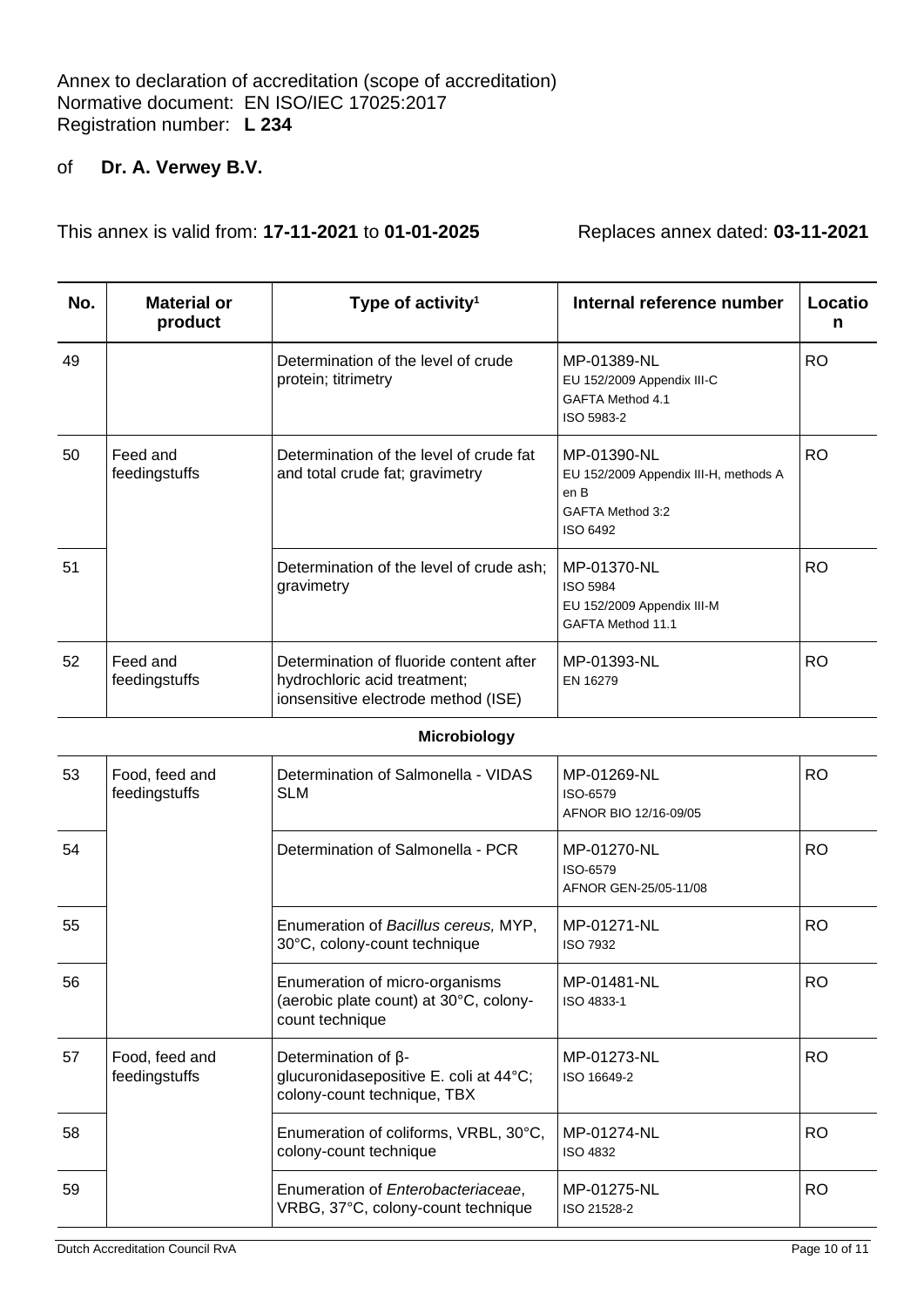Annex to declaration of accreditation (scope of accreditation)
Normative document: EN ISO/IEC 17025:2017
Registration number: **L 234**

of **Dr. A. Verwey B.V.**

This annex is valid from: **17-11-2021** to **01-01-2025** Replaces annex dated: **03-11-2021**

| No. | Material or product | Type of activity[1] | Internal reference number | Location |
|---|---|---|---|---|
| 49 | | Determination of the level of crude protein; titrimetry | MP-01389-NL<br>EU 152/2009 Appendix III-C<br>GAFTA Method 4.1<br>ISO 5983-2 | RO |
| 50 | Feed and feedingstuffs | Determination of the level of crude fat and total crude fat; gravimetry | MP-01390-NL<br>EU 152/2009 Appendix III-H, methods A en B<br>GAFTA Method 3:2<br>ISO 6492 | RO |
| 51 | | Determination of the level of crude ash; gravimetry | MP-01370-NL<br>ISO 5984<br>EU 152/2009 Appendix III-M<br>GAFTA Method 11.1 | RO |
| 52 | Feed and feedingstuffs | Determination of fluoride content after hydrochloric acid treatment; ionsensitive electrode method (ISE) | MP-01393-NL<br>EN 16279 | RO |
| | | **Microbiology** | | |
| 53 | Food, feed and feedingstuffs | Determination of Salmonella - VIDAS SLM | MP-01269-NL<br>ISO-6579<br>AFNOR BIO 12/16-09/05 | RO |
| 54 | | Determination of Salmonella - PCR | MP-01270-NL<br>ISO-6579<br>AFNOR GEN-25/05-11/08 | RO |
| 55 | | Enumeration of *Bacillus cereus,* MYP, 30°C, colony-count technique | MP-01271-NL<br>ISO 7932 | RO |
| 56 | | Enumeration of micro-organisms (aerobic plate count) at 30°C, colony-count technique | MP-01481-NL<br>ISO 4833-1 | RO |
| 57 | Food, feed and feedingstuffs | Determination of β-glucuronidasepositive E. coli at 44°C; colony-count technique, TBX | MP-01273-NL<br>ISO 16649-2 | RO |
| 58 | | Enumeration of coliforms, VRBL, 30°C, colony-count technique | MP-01274-NL<br>ISO 4832 | RO |
| 59 | | Enumeration of *Enterobacteriaceae*, VRBG, 37°C, colony-count technique | MP-01275-NL<br>ISO 21528-2 | RO |

Dutch Accreditation Council RvA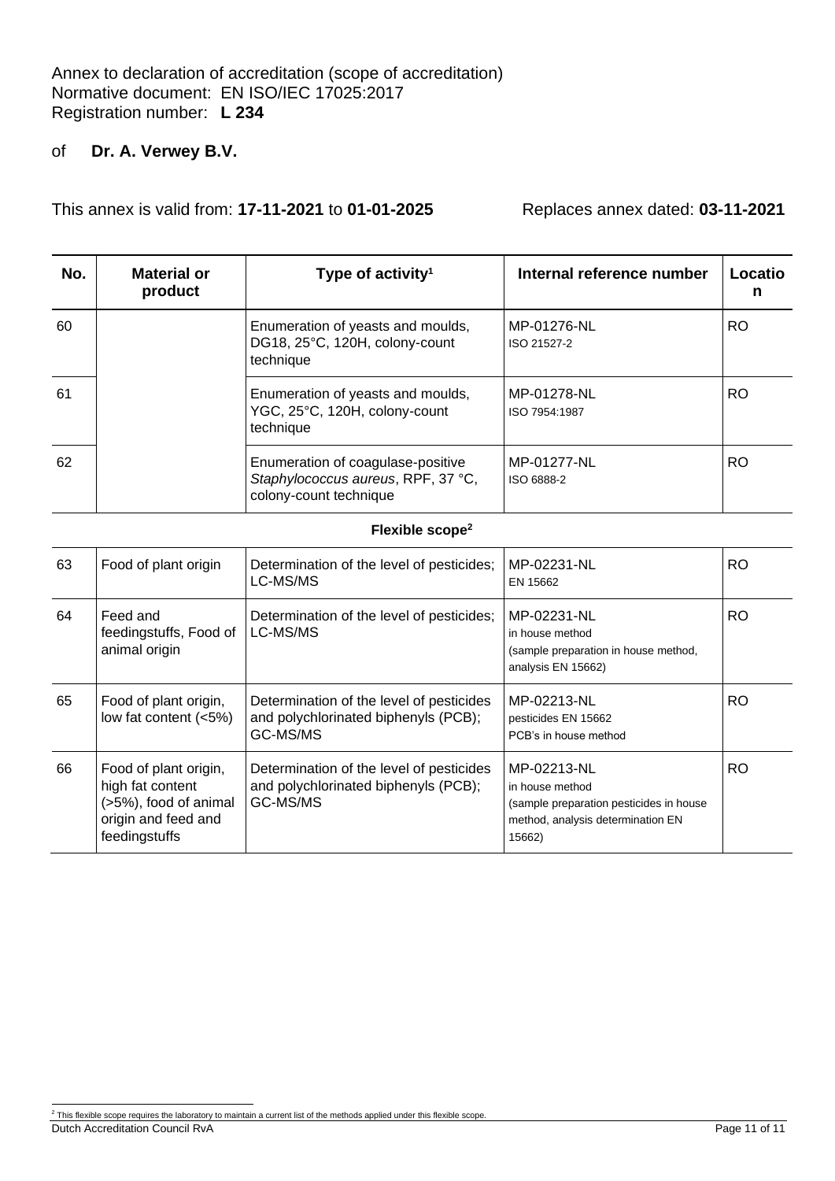Annex to declaration of accreditation (scope of accreditation)
Normative document: EN ISO/IEC 17025:2017
Registration number: **L 234**

of **Dr. A. Verwey B.V.**

This annex is valid from: **17-11-2021** to **01-01-2025** Replaces annex dated: **03-11-2021**

| No. | Material or product | Type of activity[1] | Internal reference number | Location |
|---|---|---|---|---|
| 60 | | Enumeration of yeasts and moulds, DG18, 25°C, 120H, colony-count technique | MP-01276-NL<br>ISO 21527-2 | RO |
| 61 | | Enumeration of yeasts and moulds, YGC, 25°C, 120H, colony-count technique | MP-01278-NL<br>ISO 7954:1987 | RO |
| 62 | | Enumeration of coagulase-positive *Staphylococcus aureus*, RPF, 37 °C, colony-count technique | MP-01277-NL<br>ISO 6888-2 | RO |
| | | **Flexible scope[2]** | | |
| 63 | Food of plant origin | Determination of the level of pesticides; LC-MS/MS | MP-02231-NL<br>EN 15662 | RO |
| 64 | Feed and feedingstuffs, Food of animal origin | Determination of the level of pesticides; LC-MS/MS | MP-02231-NL<br>in house method<br>(sample preparation in house method, analysis EN 15662) | RO |
| 65 | Food of plant origin, low fat content (<5%) | Determination of the level of pesticides and polychlorinated biphenyls (PCB); GC-MS/MS | MP-02213-NL<br>pesticides EN 15662<br>PCB's in house method | RO |
| 66 | Food of plant origin, high fat content (>5%), food of animal origin and feed and feedingstuffs | Determination of the level of pesticides and polychlorinated biphenyls (PCB); GC-MS/MS | MP-02213-NL<br>in house method<br>(sample preparation pesticides in house method, analysis determination EN 15662) | RO |

[2] This flexible scope requires the laboratory to maintain a current list of the methods applied under this flexible scope.